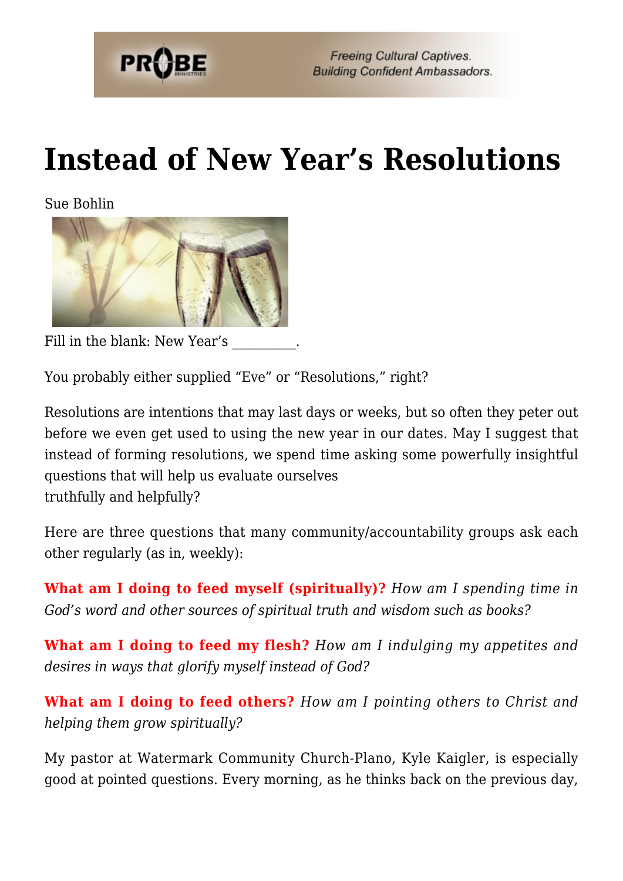# Instead of New Year's Resolutions

Sue Bohlin

Fill in the blank: New Year's _________.

You probably either supplied "Eve" or "Resolutions," right?

Resolutions are intentions that may last days or weeks, but so often they peter out before we even get used to using the new year in our dates. May I suggest that instead of forming resolutions, we spend time asking some powerfully insightful questions that will help us evaluate ourselves truthfully and helpfully?

Here are three questions that many community/accountability groups ask each other regularly (as in, weekly):

**What am I doing to feed myself (spiritually)?** *How am I spending time in God's word and other sources of spiritual truth and wisdom such as books?*

**What am I doing to feed my flesh?** *How am I indulging my appetites and desires in ways that glorify myself instead of God?*

**What am I doing to feed others?** *How am I pointing others to Christ and helping them grow spiritually?*

My pastor at Watermark Community Church-Plano, Kyle Kaigler, is especially good at pointed questions. Every morning, as he thinks back on the previous day,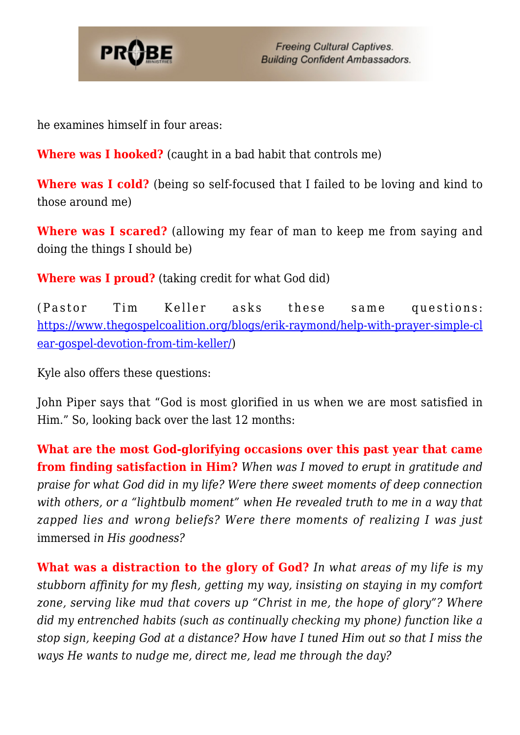he examines himself in four areas:

**Where was I hooked?** (caught in a bad habit that controls me)

**Where was I cold?** (being so self-focused that I failed to be loving and kind to those around me)

**Where was I scared?** (allowing my fear of man to keep me from saying and doing the things I should be)

**Where was I proud?** (taking credit for what God did)

(Pastor Tim Keller asks these same questions: https://www.thegospelcoalition.org/blogs/erik-raymond/help-with-prayer-simple-clear-gospel-devotion-from-tim-keller/)

Kyle also offers these questions:

John Piper says that "God is most glorified in us when we are most satisfied in Him." So, looking back over the last 12 months:

**What are the most God-glorifying occasions over this past year that came from finding satisfaction in Him?** *When was I moved to erupt in gratitude and praise for what God did in my life? Were there sweet moments of deep connection with others, or a "lightbulb moment" when He revealed truth to me in a way that zapped lies and wrong beliefs? Were there moments of realizing I was just* immersed *in His goodness?*

**What was a distraction to the glory of God?** *In what areas of my life is my stubborn affinity for my flesh, getting my way, insisting on staying in my comfort zone, serving like mud that covers up "Christ in me, the hope of glory"? Where did my entrenched habits (such as continually checking my phone) function like a stop sign, keeping God at a distance? How have I tuned Him out so that I miss the ways He wants to nudge me, direct me, lead me through the day?*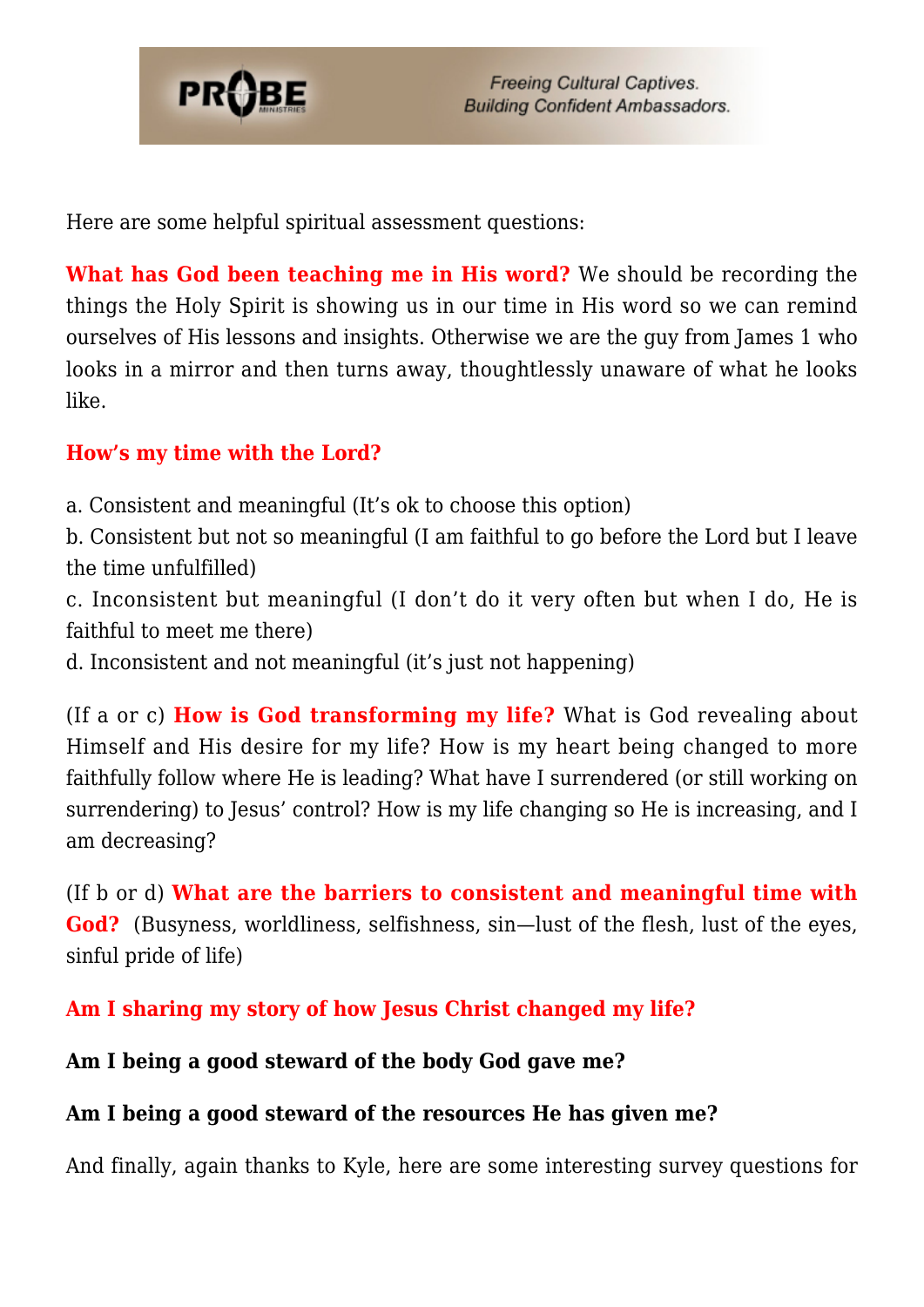Here are some helpful spiritual assessment questions:

**What has God been teaching me in His word?** We should be recording the things the Holy Spirit is showing us in our time in His word so we can remind ourselves of His lessons and insights. Otherwise we are the guy from James 1 who looks in a mirror and then turns away, thoughtlessly unaware of what he looks like.

**How's my time with the Lord?**

a. Consistent and meaningful (It's ok to choose this option)
b. Consistent but not so meaningful (I am faithful to go before the Lord but I leave the time unfulfilled)
c. Inconsistent but meaningful (I don't do it very often but when I do, He is faithful to meet me there)
d. Inconsistent and not meaningful (it's just not happening)

(If a or c) **How is God transforming my life?** What is God revealing about Himself and His desire for my life? How is my heart being changed to more faithfully follow where He is leading? What have I surrendered (or still working on surrendering) to Jesus' control? How is my life changing so He is increasing, and I am decreasing?

(If b or d) **What are the barriers to consistent and meaningful time with God?** (Busyness, worldliness, selfishness, sin—lust of the flesh, lust of the eyes, sinful pride of life)

**Am I sharing my story of how Jesus Christ changed my life?**

**Am I being a good steward of the body God gave me?**

**Am I being a good steward of the resources He has given me?**

And finally, again thanks to Kyle, here are some interesting survey questions for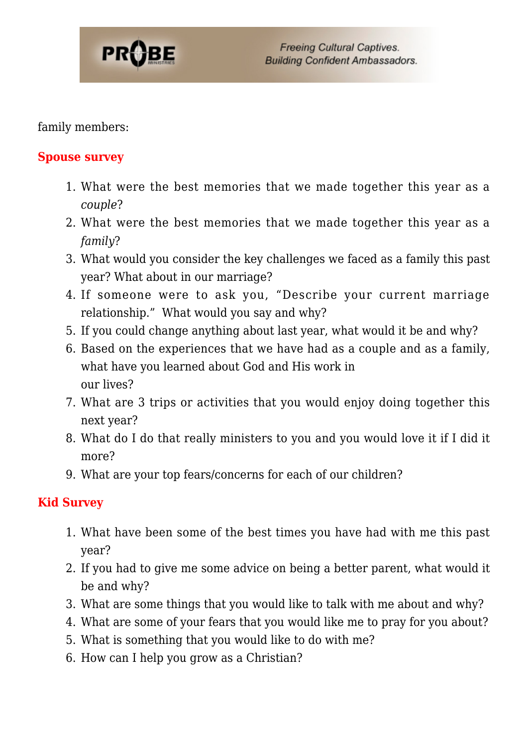family members:

**Spouse survey**

1. What were the best memories that we made together this year as a *couple*?
2. What were the best memories that we made together this year as a *family*?
3. What would you consider the key challenges we faced as a family this past year? What about in our marriage?
4. If someone were to ask you, "Describe your current marriage relationship." What would you say and why?
5. If you could change anything about last year, what would it be and why?
6. Based on the experiences that we have had as a couple and as a family, what have you learned about God and His work in our lives?
7. What are 3 trips or activities that you would enjoy doing together this next year?
8. What do I do that really ministers to you and you would love it if I did it more?
9. What are your top fears/concerns for each of our children?

**Kid Survey**

1. What have been some of the best times you have had with me this past year?
2. If you had to give me some advice on being a better parent, what would it be and why?
3. What are some things that you would like to talk with me about and why?
4. What are some of your fears that you would like me to pray for you about?
5. What is something that you would like to do with me?
6. How can I help you grow as a Christian?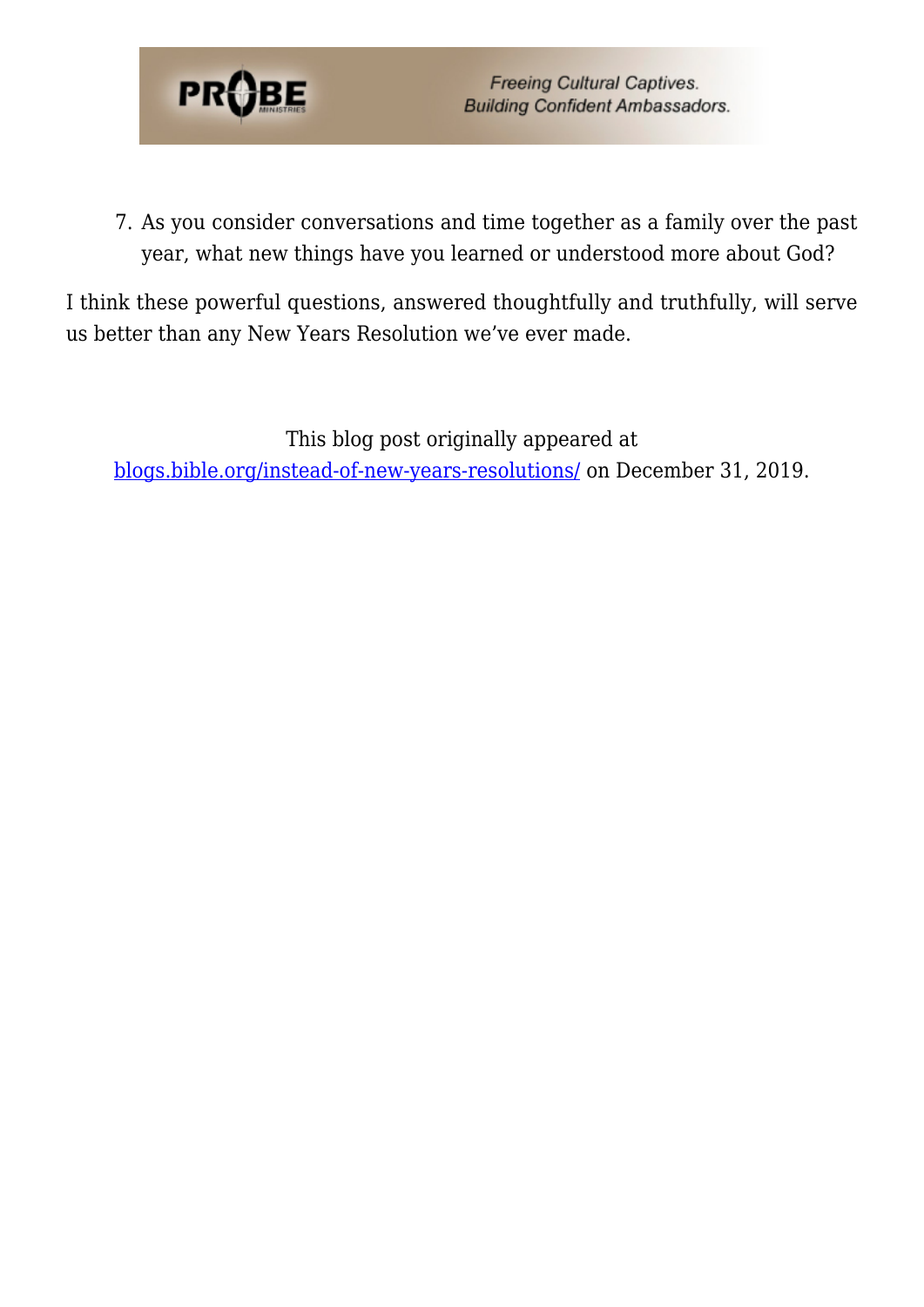7. As you consider conversations and time together as a family over the past year, what new things have you learned or understood more about God?

I think these powerful questions, answered thoughtfully and truthfully, will serve us better than any New Years Resolution we've ever made.

This blog post originally appeared at [blogs.bible.org/instead-of-new-years-resolutions/](blogs.bible.org/instead-of-new-years-resolutions/) on December 31, 2019.